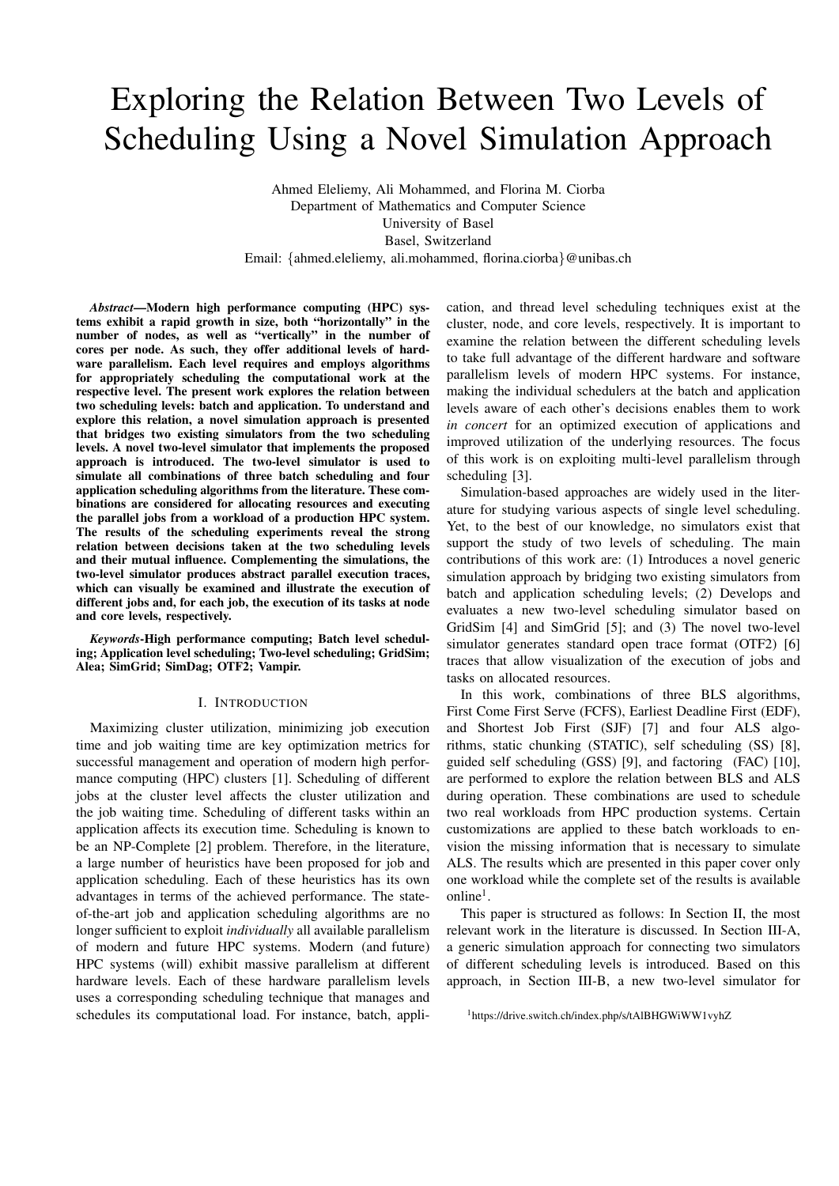# Exploring the Relation Between Two Levels of Scheduling Using a Novel Simulation Approach

Ahmed Eleliemy, Ali Mohammed, and Florina M. Ciorba
Department of Mathematics and Computer Science
University of Basel
Basel, Switzerland
Email: {ahmed.eleliemy, ali.mohammed, florina.ciorba}@unibas.ch

***Abstract*—Modern high performance computing (HPC) systems exhibit a rapid growth in size, both "horizontally" in the number of nodes, as well as "vertically" in the number of cores per node. As such, they offer additional levels of hardware parallelism. Each level requires and employs algorithms for appropriately scheduling the computational work at the respective level. The present work explores the relation between two scheduling levels: batch and application. To understand and explore this relation, a novel simulation approach is presented that bridges two existing simulators from the two scheduling levels. A novel two-level simulator that implements the proposed approach is introduced. The two-level simulator is used to simulate all combinations of three batch scheduling and four application scheduling algorithms from the literature. These combinations are considered for allocating resources and executing the parallel jobs from a workload of a production HPC system. The results of the scheduling experiments reveal the strong relation between decisions taken at the two scheduling levels and their mutual influence. Complementing the simulations, the two-level simulator produces abstract parallel execution traces, which can visually be examined and illustrate the execution of different jobs and, for each job, the execution of its tasks at node and core levels, respectively.**

***Keywords*-High performance computing; Batch level scheduling; Application level scheduling; Two-level scheduling; GridSim; Alea; SimGrid; SimDag; OTF2; Vampir.**

## I. Introduction

Maximizing cluster utilization, minimizing job execution time and job waiting time are key optimization metrics for successful management and operation of modern high performance computing (HPC) clusters [1]. Scheduling of different jobs at the cluster level affects the cluster utilization and the job waiting time. Scheduling of different tasks within an application affects its execution time. Scheduling is known to be an NP-Complete [2] problem. Therefore, in the literature, a large number of heuristics have been proposed for job and application scheduling. Each of these heuristics has its own advantages in terms of the achieved performance. The state-of-the-art job and application scheduling algorithms are no longer sufficient to exploit *individually* all available parallelism of modern and future HPC systems. Modern (and future) HPC systems (will) exhibit massive parallelism at different hardware levels. Each of these hardware parallelism levels uses a corresponding scheduling technique that manages and schedules its computational load. For instance, batch, application, and thread level scheduling techniques exist at the cluster, node, and core levels, respectively. It is important to examine the relation between the different scheduling levels to take full advantage of the different hardware and software parallelism levels of modern HPC systems. For instance, making the individual schedulers at the batch and application levels aware of each other's decisions enables them to work *in concert* for an optimized execution of applications and improved utilization of the underlying resources. The focus of this work is on exploiting multi-level parallelism through scheduling [3].

Simulation-based approaches are widely used in the literature for studying various aspects of single level scheduling. Yet, to the best of our knowledge, no simulators exist that support the study of two levels of scheduling. The main contributions of this work are: (1) Introduces a novel generic simulation approach by bridging two existing simulators from batch and application scheduling levels; (2) Develops and evaluates a new two-level scheduling simulator based on GridSim [4] and SimGrid [5]; and (3) The novel two-level simulator generates standard open trace format (OTF2) [6] traces that allow visualization of the execution of jobs and tasks on allocated resources.

In this work, combinations of three BLS algorithms, First Come First Serve (FCFS), Earliest Deadline First (EDF), and Shortest Job First (SJF) [7] and four ALS algorithms, static chunking (STATIC), self scheduling (SS) [8], guided self scheduling (GSS) [9], and factoring (FAC) [10], are performed to explore the relation between BLS and ALS during operation. These combinations are used to schedule two real workloads from HPC production systems. Certain customizations are applied to these batch workloads to envision the missing information that is necessary to simulate ALS. The results which are presented in this paper cover only one workload while the complete set of the results is available online[1].

This paper is structured as follows: In Section II, the most relevant work in the literature is discussed. In Section III-A, a generic simulation approach for connecting two simulators of different scheduling levels is introduced. Based on this approach, in Section III-B, a new two-level simulator for

[1] https://drive.switch.ch/index.php/s/tAlBHGWiWW1vyhZ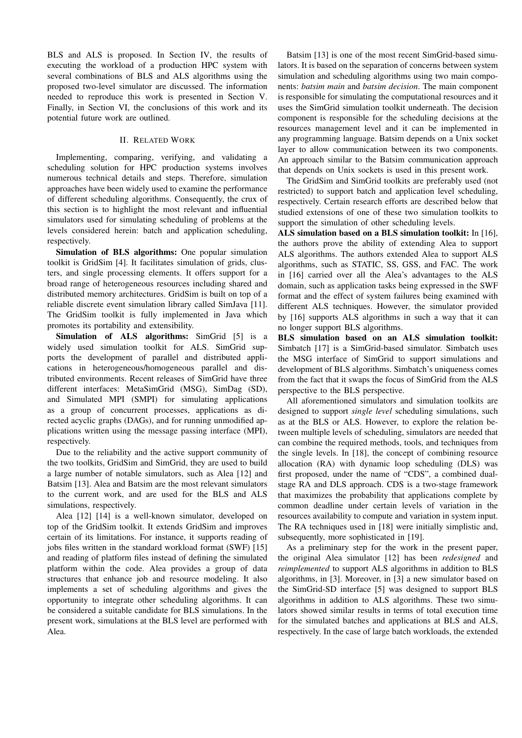BLS and ALS is proposed. In Section IV, the results of executing the workload of a production HPC system with several combinations of BLS and ALS algorithms using the proposed two-level simulator are discussed. The information needed to reproduce this work is presented in Section V. Finally, in Section VI, the conclusions of this work and its potential future work are outlined.

## II. Related Work

Implementing, comparing, verifying, and validating a scheduling solution for HPC production systems involves numerous technical details and steps. Therefore, simulation approaches have been widely used to examine the performance of different scheduling algorithms. Consequently, the crux of this section is to highlight the most relevant and influential simulators used for simulating scheduling of problems at the levels considered herein: batch and application scheduling, respectively.

**Simulation of BLS algorithms:** One popular simulation toolkit is GridSim [4]. It facilitates simulation of grids, clusters, and single processing elements. It offers support for a broad range of heterogeneous resources including shared and distributed memory architectures. GridSim is built on top of a reliable discrete event simulation library called SimJava [11]. The GridSim toolkit is fully implemented in Java which promotes its portability and extensibility.

**Simulation of ALS algorithms:** SimGrid [5] is a widely used simulation toolkit for ALS. SimGrid supports the development of parallel and distributed applications in heterogeneous/homogeneous parallel and distributed environments. Recent releases of SimGrid have three different interfaces: MetaSimGrid (MSG), SimDag (SD), and Simulated MPI (SMPI) for simulating applications as a group of concurrent processes, applications as directed acyclic graphs (DAGs), and for running unmodified applications written using the message passing interface (MPI), respectively.

Due to the reliability and the active support community of the two toolkits, GridSim and SimGrid, they are used to build a large number of notable simulators, such as Alea [12] and Batsim [13]. Alea and Batsim are the most relevant simulators to the current work, and are used for the BLS and ALS simulations, respectively.

Alea [12] [14] is a well-known simulator, developed on top of the GridSim toolkit. It extends GridSim and improves certain of its limitations. For instance, it supports reading of jobs files written in the standard workload format (SWF) [15] and reading of platform files instead of defining the simulated platform within the code. Alea provides a group of data structures that enhance job and resource modeling. It also implements a set of scheduling algorithms and gives the opportunity to integrate other scheduling algorithms. It can be considered a suitable candidate for BLS simulations. In the present work, simulations at the BLS level are performed with Alea.

Batsim [13] is one of the most recent SimGrid-based simulators. It is based on the separation of concerns between system simulation and scheduling algorithms using two main components: *batsim main* and *batsim decision*. The main component is responsible for simulating the computational resources and it uses the SimGrid simulation toolkit underneath. The decision component is responsible for the scheduling decisions at the resources management level and it can be implemented in any programming language. Batsim depends on a Unix socket layer to allow communication between its two components. An approach similar to the Batsim communication approach that depends on Unix sockets is used in this present work.

The GridSim and SimGrid toolkits are preferably used (not restricted) to support batch and application level scheduling, respectively. Certain research efforts are described below that studied extensions of one of these two simulation toolkits to support the simulation of other scheduling levels.

**ALS simulation based on a BLS simulation toolkit:** In [16], the authors prove the ability of extending Alea to support ALS algorithms. The authors extended Alea to support ALS algorithms, such as STATIC, SS, GSS, and FAC. The work in [16] carried over all the Alea's advantages to the ALS domain, such as application tasks being expressed in the SWF format and the effect of system failures being examined with different ALS techniques. However, the simulator provided by [16] supports ALS algorithms in such a way that it can no longer support BLS algorithms.

**BLS simulation based on an ALS simulation toolkit:** Simbatch [17] is a SimGrid-based simulator. Simbatch uses the MSG interface of SimGrid to support simulations and development of BLS algorithms. Simbatch's uniqueness comes from the fact that it swaps the focus of SimGrid from the ALS perspective to the BLS perspective.

All aforementioned simulators and simulation toolkits are designed to support *single level* scheduling simulations, such as at the BLS or ALS. However, to explore the relation between multiple levels of scheduling, simulators are needed that can combine the required methods, tools, and techniques from the single levels. In [18], the concept of combining resource allocation (RA) with dynamic loop scheduling (DLS) was first proposed, under the name of "CDS", a combined dual-stage RA and DLS approach. CDS is a two-stage framework that maximizes the probability that applications complete by common deadline under certain levels of variation in the resources availability to compute and variation in system input. The RA techniques used in [18] were initially simplistic and, subsequently, more sophisticated in [19].

As a preliminary step for the work in the present paper, the original Alea simulator [12] has been *redesigned* and *reimplemented* to support ALS algorithms in addition to BLS algorithms, in [3]. Moreover, in [3] a new simulator based on the SimGrid-SD interface [5] was designed to support BLS algorithms in addition to ALS algorithms. These two simulators showed similar results in terms of total execution time for the simulated batches and applications at BLS and ALS, respectively. In the case of large batch workloads, the extended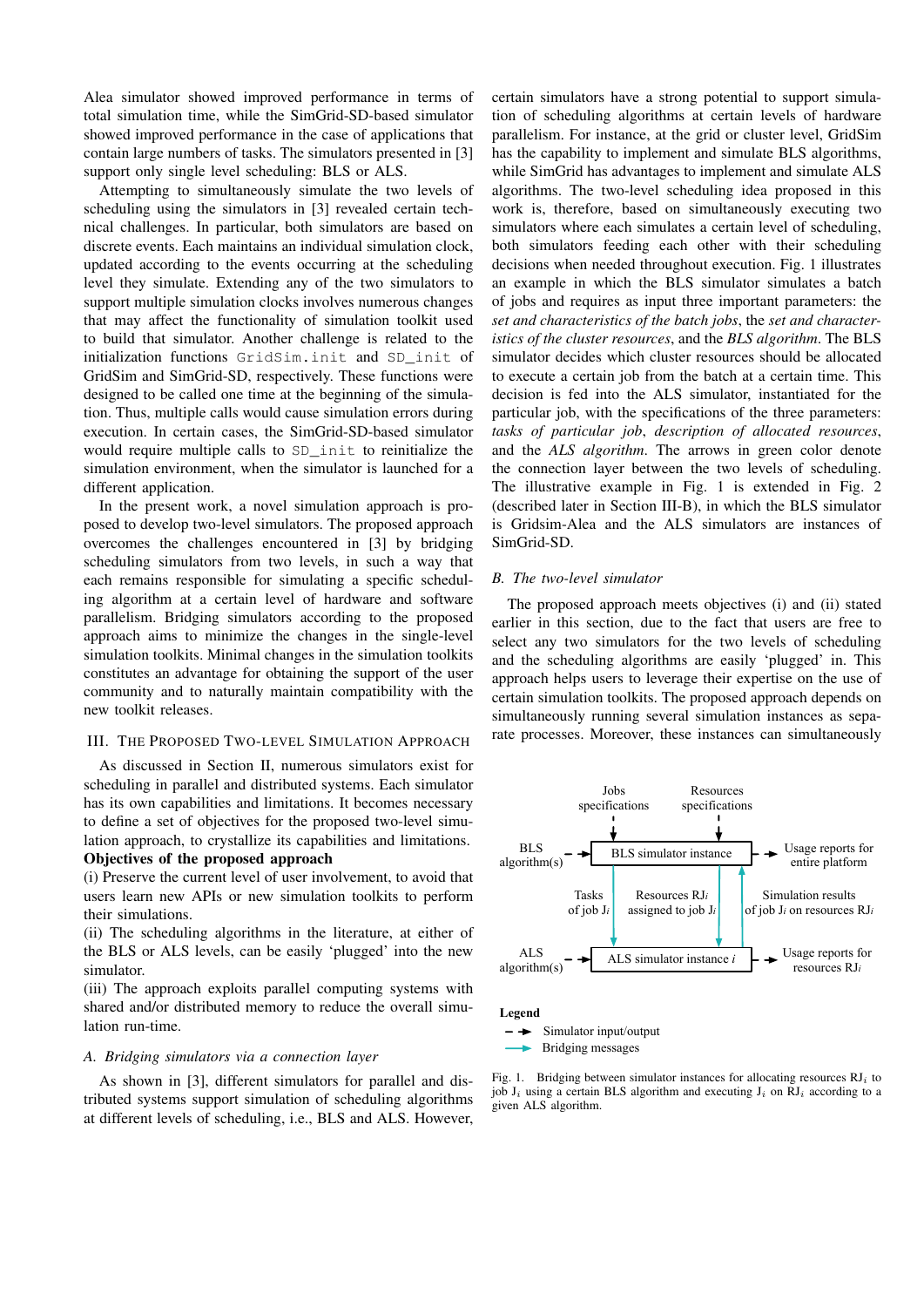Alea simulator showed improved performance in terms of total simulation time, while the SimGrid-SD-based simulator showed improved performance in the case of applications that contain large numbers of tasks. The simulators presented in [3] support only single level scheduling: BLS or ALS.

Attempting to simultaneously simulate the two levels of scheduling using the simulators in [3] revealed certain technical challenges. In particular, both simulators are based on discrete events. Each maintains an individual simulation clock, updated according to the events occurring at the scheduling level they simulate. Extending any of the two simulators to support multiple simulation clocks involves numerous changes that may affect the functionality of simulation toolkit used to build that simulator. Another challenge is related to the initialization functions `GridSim.init` and `SD_init` of GridSim and SimGrid-SD, respectively. These functions were designed to be called one time at the beginning of the simulation. Thus, multiple calls would cause simulation errors during execution. In certain cases, the SimGrid-SD-based simulator would require multiple calls to `SD_init` to reinitialize the simulation environment, when the simulator is launched for a different application.

In the present work, a novel simulation approach is proposed to develop two-level simulators. The proposed approach overcomes the challenges encountered in [3] by bridging scheduling simulators from two levels, in such a way that each remains responsible for simulating a specific scheduling algorithm at a certain level of hardware and software parallelism. Bridging simulators according to the proposed approach aims to minimize the changes in the single-level simulation toolkits. Minimal changes in the simulation toolkits constitutes an advantage for obtaining the support of the user community and to naturally maintain compatibility with the new toolkit releases.

## III. The Proposed Two-Level Simulation Approach

As discussed in Section II, numerous simulators exist for scheduling in parallel and distributed systems. Each simulator has its own capabilities and limitations. It becomes necessary to define a set of objectives for the proposed two-level simulation approach, to crystallize its capabilities and limitations.

**Objectives of the proposed approach**

(i) Preserve the current level of user involvement, to avoid that users learn new APIs or new simulation toolkits to perform their simulations.

(ii) The scheduling algorithms in the literature, at either of the BLS or ALS levels, can be easily 'plugged' into the new simulator.

(iii) The approach exploits parallel computing systems with shared and/or distributed memory to reduce the overall simulation run-time.

### *A. Bridging simulators via a connection layer*

As shown in [3], different simulators for parallel and distributed systems support simulation of scheduling algorithms at different levels of scheduling, i.e., BLS and ALS. However, certain simulators have a strong potential to support simulation of scheduling algorithms at certain levels of hardware parallelism. For instance, at the grid or cluster level, GridSim has the capability to implement and simulate BLS algorithms, while SimGrid has advantages to implement and simulate ALS algorithms. The two-level scheduling idea proposed in this work is, therefore, based on simultaneously executing two simulators where each simulates a certain level of scheduling, both simulators feeding each other with their scheduling decisions when needed throughout execution. Fig. 1 illustrates an example in which the BLS simulator simulates a batch of jobs and requires as input three important parameters: the *set and characteristics of the batch jobs*, the *set and characteristics of the cluster resources*, and the *BLS algorithm*. The BLS simulator decides which cluster resources should be allocated to execute a certain job from the batch at a certain time. This decision is fed into the ALS simulator, instantiated for the particular job, with the specifications of the three parameters: *tasks of particular job*, *description of allocated resources*, and the *ALS algorithm*. The arrows in green color denote the connection layer between the two levels of scheduling. The illustrative example in Fig. 1 is extended in Fig. 2 (described later in Section III-B), in which the BLS simulator is Gridsim-Alea and the ALS simulators are instances of SimGrid-SD.

Jobs specifications

Resources specifications

BLS algorithm(s)

BLS simulator instance

Usage reports for entire platform

Tasks of job $J_i$

Resources $RJ_i$ assigned to job $J_i$

Simulation results of job $J_i$ on resources $RJ_i$

ALS algorithm(s)

ALS simulator instance $i$

Usage reports for resources $RJ_i$

Legend

Simulator input/output

Bridging messages

Fig. 1. Bridging between simulator instances for allocating resources $RJ_i$ to job $J_i$ using a certain BLS algorithm and executing $J_i$ on $RJ_i$ according to a given ALS algorithm.

### *B. The two-level simulator*

The proposed approach meets objectives (i) and (ii) stated earlier in this section, due to the fact that users are free to select any two simulators for the two levels of scheduling and the scheduling algorithms are easily 'plugged' in. This approach helps users to leverage their expertise on the use of certain simulation toolkits. The proposed approach depends on simultaneously running several simulation instances as separate processes. Moreover, these instances can simultaneously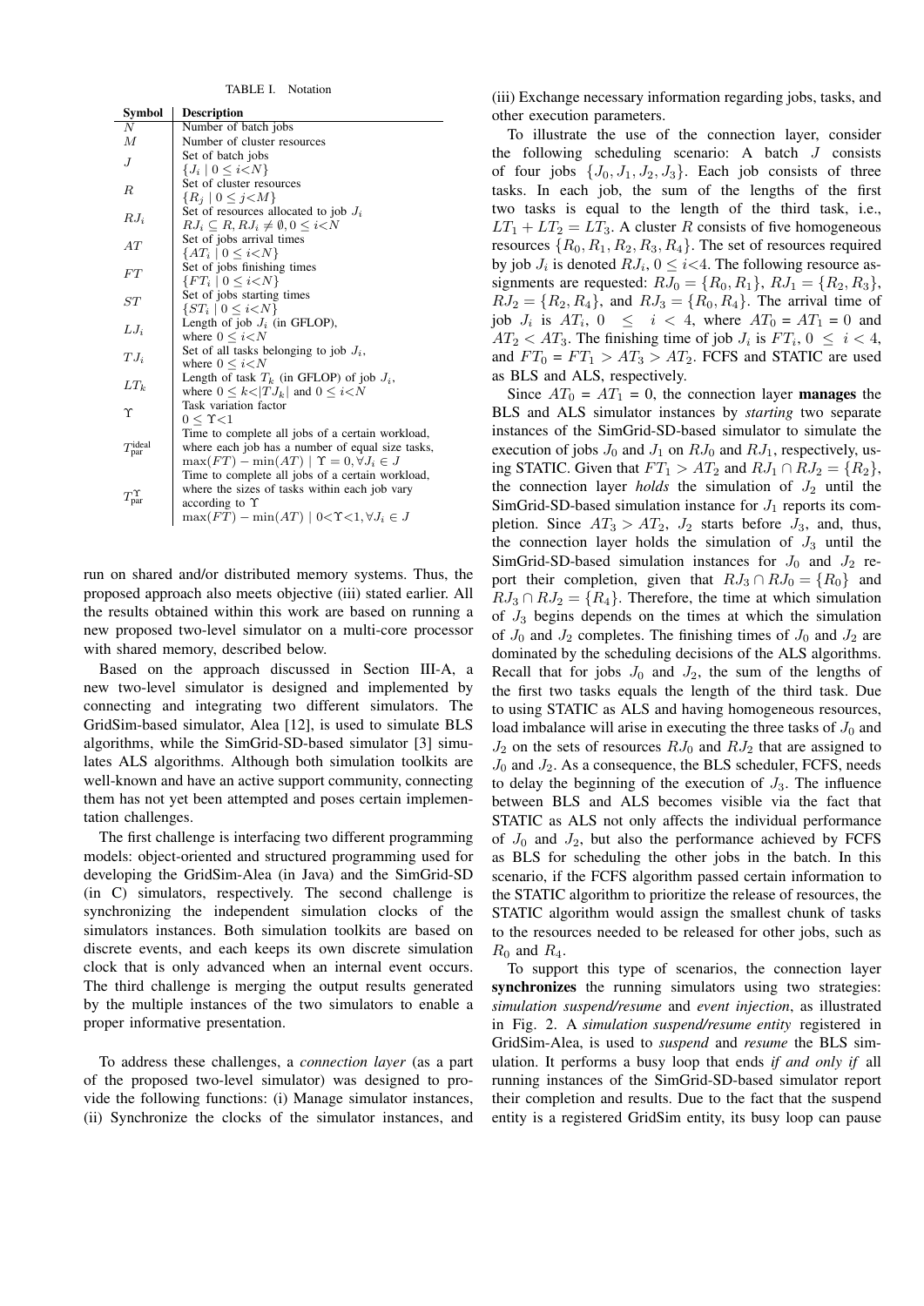TABLE I. Notation

| Symbol | Description |
| --- | --- |
| $N$ | Number of batch jobs |
| $M$ | Number of cluster resources |
| $J$ | Set of batch jobs $\{J_i \mid 0 \leq i<N\}$ |
| $R$ | Set of cluster resources $\{R_j \mid 0 \leq j<M\}$ |
| $RJ_i$ | Set of resources allocated to job $J_i$ $RJ_i \subseteq R, RJ_i \neq \emptyset, 0 \leq i<N$ |
| $AT$ | Set of jobs arrival times $\{AT_i \mid 0 \leq i<N\}$ |
| $FT$ | Set of jobs finishing times $\{FT_i \mid 0 \leq i<N\}$ |
| $ST$ | Set of jobs starting times $\{ST_i \mid 0 \leq i<N\}$ |
| $LJ_i$ | Length of job $J_i$ (in GFLOP), where $0 \leq i<N$ |
| $TJ_i$ | Set of all tasks belonging to job $J_i$, where $0 \leq i<N$ |
| $LT_k$ | Length of task $T_k$ (in GFLOP) of job $J_i$, where $0 \leq k<\lvert TJ_k \rvert$ and $0 \leq i<N$ |
| $\Upsilon$ | Task variation factor $0 \leq \Upsilon<1$ |
| $T_{\text{par}}^{\text{ideal}}$ | Time to complete all jobs of a certain workload, where each job has a number of equal size tasks, $\max(FT) - \min(AT) \mid \Upsilon = 0, \forall J_i \in J$ |
| $T_{\text{par}}^{\Upsilon}$ | Time to complete all jobs of a certain workload, where the sizes of tasks within each job vary according to $\Upsilon$ $\max(FT) - \min(AT) \mid 0<\Upsilon<1, \forall J_i \in J$ |

run on shared and/or distributed memory systems. Thus, the proposed approach also meets objective (iii) stated earlier. All the results obtained within this work are based on running a new proposed two-level simulator on a multi-core processor with shared memory, described below.

Based on the approach discussed in Section III-A, a new two-level simulator is designed and implemented by connecting and integrating two different simulators. The GridSim-based simulator, Alea [12], is used to simulate BLS algorithms, while the SimGrid-SD-based simulator [3] simulates ALS algorithms. Although both simulation toolkits are well-known and have an active support community, connecting them has not yet been attempted and poses certain implementation challenges.

The first challenge is interfacing two different programming models: object-oriented and structured programming used for developing the GridSim-Alea (in Java) and the SimGrid-SD (in C) simulators, respectively. The second challenge is synchronizing the independent simulation clocks of the simulators instances. Both simulation toolkits are based on discrete events, and each keeps its own discrete simulation clock that is only advanced when an internal event occurs. The third challenge is merging the output results generated by the multiple instances of the two simulators to enable a proper informative presentation.

To address these challenges, a *connection layer* (as a part of the proposed two-level simulator) was designed to provide the following functions: (i) Manage simulator instances, (ii) Synchronize the clocks of the simulator instances, and (iii) Exchange necessary information regarding jobs, tasks, and other execution parameters.

To illustrate the use of the connection layer, consider the following scheduling scenario: A batch $J$ consists of four jobs $\{J_0, J_1, J_2, J_3\}$. Each job consists of three tasks. In each job, the sum of the lengths of the first two tasks is equal to the length of the third task, i.e., $LT_1 + LT_2 = LT_3$. A cluster $R$ consists of five homogeneous resources $\{R_0, R_1, R_2, R_3, R_4\}$. The set of resources required by job $J_i$ is denoted $RJ_i$, $0 \leq i<4$. The following resource assignments are requested: $RJ_0 = \{R_0, R_1\}$, $RJ_1 = \{R_2, R_3\}$, $RJ_2 = \{R_2, R_4\}$, and $RJ_3 = \{R_0, R_4\}$. The arrival time of job $J_i$ is $AT_i$, $0 \leq i < 4$, where $AT_0 = AT_1 = 0$ and $AT_2 < AT_3$. The finishing time of job $J_i$ is $FT_i$, $0 \leq i < 4$, and $FT_0 = FT_1 > AT_3 > AT_2$. FCFS and STATIC are used as BLS and ALS, respectively.

Since $AT_0 = AT_1 = 0$, the connection layer **manages** the BLS and ALS simulator instances by *starting* two separate instances of the SimGrid-SD-based simulator to simulate the execution of jobs $J_0$ and $J_1$ on $RJ_0$ and $RJ_1$, respectively, using STATIC. Given that $FT_1 > AT_2$ and $RJ_1 \cap RJ_2 = \{R_2\}$, the connection layer *holds* the simulation of $J_2$ until the SimGrid-SD-based simulation instance for $J_1$ reports its completion. Since $AT_3 > AT_2$, $J_2$ starts before $J_3$, and, thus, the connection layer holds the simulation of $J_3$ until the SimGrid-SD-based simulation instances for $J_0$ and $J_2$ report their completion, given that $RJ_3 \cap RJ_0 = \{R_0\}$ and $RJ_3 \cap RJ_2 = \{R_4\}$. Therefore, the time at which simulation of $J_3$ begins depends on the times at which the simulation of $J_0$ and $J_2$ completes. The finishing times of $J_0$ and $J_2$ are dominated by the scheduling decisions of the ALS algorithms. Recall that for jobs $J_0$ and $J_2$, the sum of the lengths of the first two tasks equals the length of the third task. Due to using STATIC as ALS and having homogeneous resources, load imbalance will arise in executing the three tasks of $J_0$ and $J_2$ on the sets of resources $RJ_0$ and $RJ_2$ that are assigned to $J_0$ and $J_2$. As a consequence, the BLS scheduler, FCFS, needs to delay the beginning of the execution of $J_3$. The influence between BLS and ALS becomes visible via the fact that STATIC as ALS not only affects the individual performance of $J_0$ and $J_2$, but also the performance achieved by FCFS as BLS for scheduling the other jobs in the batch. In this scenario, if the FCFS algorithm passed certain information to the STATIC algorithm to prioritize the release of resources, the STATIC algorithm would assign the smallest chunk of tasks to the resources needed to be released for other jobs, such as $R_0$ and $R_4$.

To support this type of scenarios, the connection layer **synchronizes** the running simulators using two strategies: *simulation suspend/resume* and *event injection*, as illustrated in Fig. 2. A *simulation suspend/resume entity* registered in GridSim-Alea, is used to *suspend* and *resume* the BLS simulation. It performs a busy loop that ends *if and only if* all running instances of the SimGrid-SD-based simulator report their completion and results. Due to the fact that the suspend entity is a registered GridSim entity, its busy loop can pause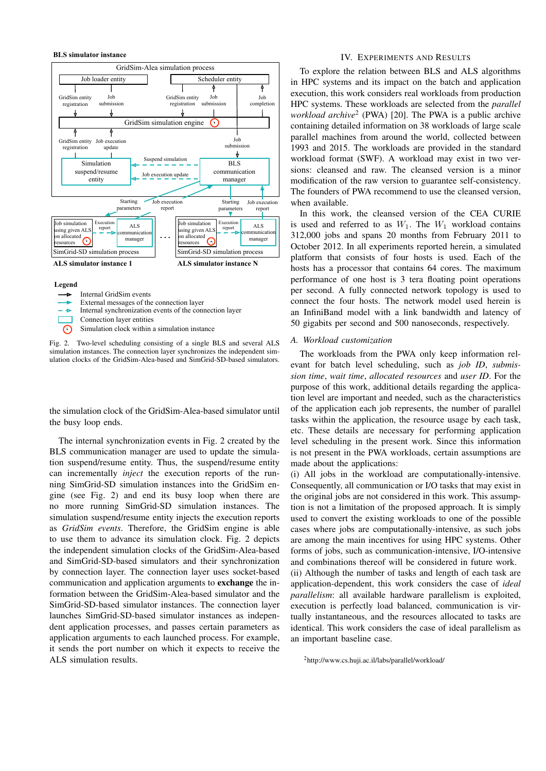BLS simulator instance

GridSim-Alea simulation process

Job loader entity

Scheduler entity

GridSim entity registration

Job submission

GridSim entity registration

Job submission

Job completion

GridSim simulation engine

GridSim entity registration

Job execution update

Job submission

Suspend simulation

Simulation suspend/resume entity

Job execution update

BLS communication manager

Starting parameters

Job execution report

Starting parameters

Job execution report

Job simulation using given ALS on allocated resources

Execution report

ALS communication manager

SimGrid-SD simulation process

ALS simulator instance 1

. . .

Job simulation using given ALS on allocated resources

Execution report

ALS communication manager

SimGrid-SD simulation process

ALS simulator instance N

Legend

Internal GridSim events

External messages of the connection layer

Internal synchronization events of the connection layer

Connection layer entities

Simulation clock within a simulation instance

Fig. 2. Two-level scheduling consisting of a single BLS and several ALS simulation instances. The connection layer synchronizes the independent simulation clocks of the GridSim-Alea-based and SimGrid-SD-based simulators.

the simulation clock of the GridSim-Alea-based simulator until the busy loop ends.

The internal synchronization events in Fig. 2 created by the BLS communication manager are used to update the simulation suspend/resume entity. Thus, the suspend/resume entity can incrementally *inject* the execution reports of the running SimGrid-SD simulation instances into the GridSim engine (see Fig. 2) and end its busy loop when there are no more running SimGrid-SD simulation instances. The simulation suspend/resume entity injects the execution reports as *GridSim events*. Therefore, the GridSim engine is able to use them to advance its simulation clock. Fig. 2 depicts the independent simulation clocks of the GridSim-Alea-based and SimGrid-SD-based simulators and their synchronization by connection layer. The connection layer uses socket-based communication and application arguments to **exchange** the information between the GridSim-Alea-based simulator and the SimGrid-SD-based simulator instances. The connection layer launches SimGrid-SD-based simulator instances as independent application processes, and passes certain parameters as application arguments to each launched process. For example, it sends the port number on which it expects to receive the ALS simulation results.

## IV. Experiments and Results

To explore the relation between BLS and ALS algorithms in HPC systems and its impact on the batch and application execution, this work considers real workloads from production HPC systems. These workloads are selected from the *parallel workload archive*[2] (PWA) [20]. The PWA is a public archive containing detailed information on 38 workloads of large scale parallel machines from around the world, collected between 1993 and 2015. The workloads are provided in the standard workload format (SWF). A workload may exist in two versions: cleansed and raw. The cleansed version is a minor modification of the raw version to guarantee self-consistency. The founders of PWA recommend to use the cleansed version, when available.

In this work, the cleansed version of the CEA CURIE is used and referred to as $W_1$. The $W_1$ workload contains 312,000 jobs and spans 20 months from February 2011 to October 2012. In all experiments reported herein, a simulated platform that consists of four hosts is used. Each of the hosts has a processor that contains 64 cores. The maximum performance of one host is 3 tera floating point operations per second. A fully connected network topology is used to connect the four hosts. The network model used herein is an InfiniBand model with a link bandwidth and latency of 50 gigabits per second and 500 nanoseconds, respectively.

### A. Workload customization

The workloads from the PWA only keep information relevant for batch level scheduling, such as *job ID*, *submission time*, *wait time*, *allocated resources* and *user ID*. For the purpose of this work, additional details regarding the application level are important and needed, such as the characteristics of the application each job represents, the number of parallel tasks within the application, the resource usage by each task, etc. These details are necessary for performing application level scheduling in the present work. Since this information is not present in the PWA workloads, certain assumptions are made about the applications:

(i) All jobs in the workload are computationally-intensive. Consequently, all communication or I/O tasks that may exist in the original jobs are not considered in this work. This assumption is not a limitation of the proposed approach. It is simply used to convert the existing workloads to one of the possible cases where jobs are computationally-intensive, as such jobs are among the main incentives for using HPC systems. Other forms of jobs, such as communication-intensive, I/O-intensive and combinations thereof will be considered in future work.

(ii) Although the number of tasks and length of each task are application-dependent, this work considers the case of *ideal parallelism*: all available hardware parallelism is exploited, execution is perfectly load balanced, communication is virtually instantaneous, and the resources allocated to tasks are identical. This work considers the case of ideal parallelism as an important baseline case.

[2] http://www.cs.huji.ac.il/labs/parallel/workload/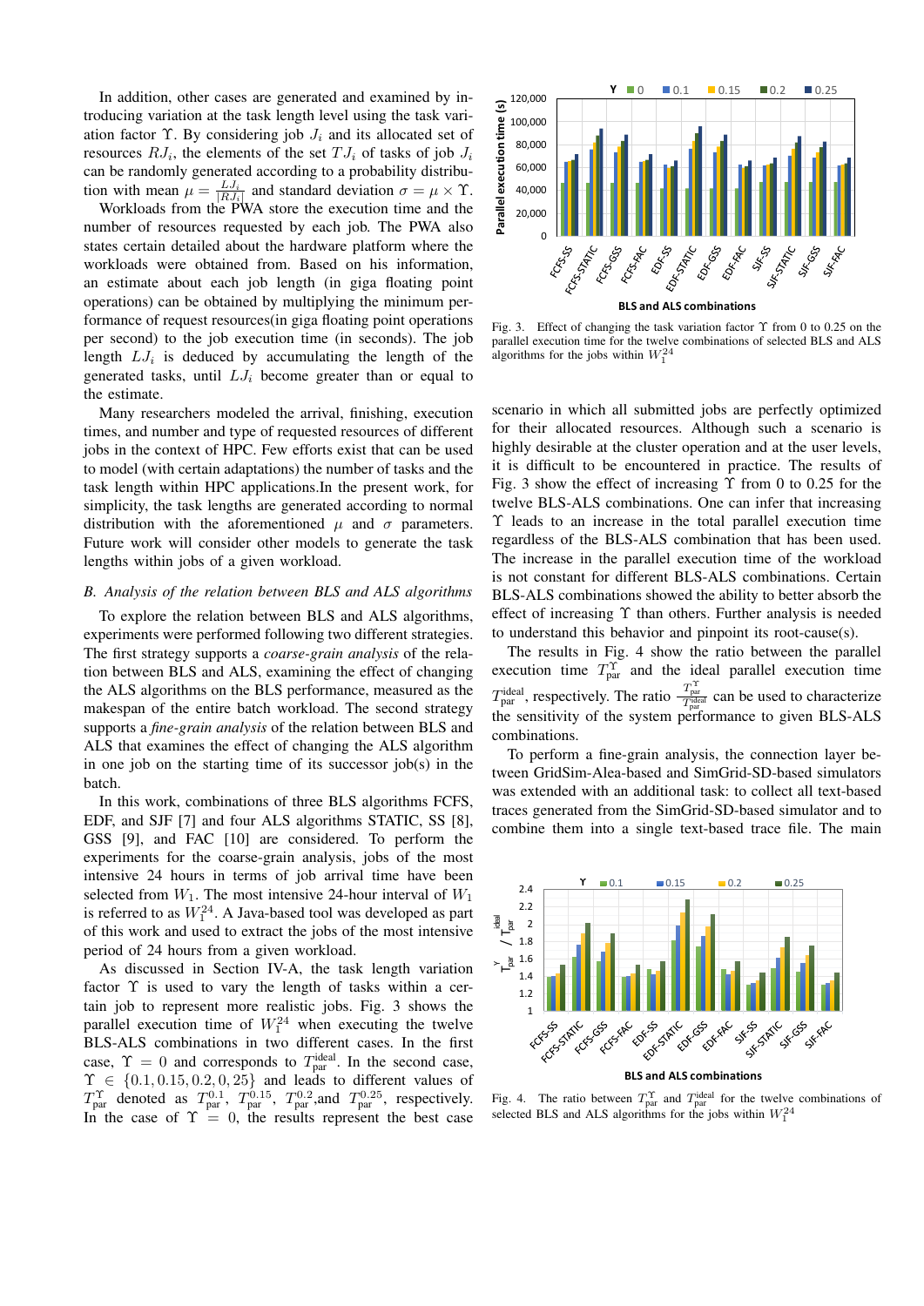In addition, other cases are generated and examined by introducing variation at the task length level using the task variation factor $\Upsilon$. By considering job $J_i$ and its allocated set of resources $RJ_i$, the elements of the set $TJ_i$ of tasks of job $J_i$ can be randomly generated according to a probability distribution with mean $\mu = \frac{LJ_i}{|RJ_i|}$ and standard deviation $\sigma = \mu \times \Upsilon$.

Workloads from the PWA store the execution time and the number of resources requested by each job. The PWA also states certain detailed about the hardware platform where the workloads were obtained from. Based on his information, an estimate about each job length (in giga floating point operations) can be obtained by multiplying the minimum performance of request resources(in giga floating point operations per second) to the job execution time (in seconds). The job length $LJ_i$ is deduced by accumulating the length of the generated tasks, until $LJ_i$ become greater than or equal to the estimate.

Many researchers modeled the arrival, finishing, execution times, and number and type of requested resources of different jobs in the context of HPC. Few efforts exist that can be used to model (with certain adaptations) the number of tasks and the task length within HPC applications.In the present work, for simplicity, the task lengths are generated according to normal distribution with the aforementioned $\mu$ and $\sigma$ parameters. Future work will consider other models to generate the task lengths within jobs of a given workload.

### *B. Analysis of the relation between BLS and ALS algorithms*

To explore the relation between BLS and ALS algorithms, experiments were performed following two different strategies. The first strategy supports a *coarse-grain analysis* of the relation between BLS and ALS, examining the effect of changing the ALS algorithms on the BLS performance, measured as the makespan of the entire batch workload. The second strategy supports a *fine-grain analysis* of the relation between BLS and ALS that examines the effect of changing the ALS algorithm in one job on the starting time of its successor job(s) in the batch.

In this work, combinations of three BLS algorithms FCFS, EDF, and SJF [7] and four ALS algorithms STATIC, SS [8], GSS [9], and FAC [10] are considered. To perform the experiments for the coarse-grain analysis, jobs of the most intensive 24 hours in terms of job arrival time have been selected from $W_1$. The most intensive 24-hour interval of $W_1$ is referred to as $W_1^{24}$. A Java-based tool was developed as part of this work and used to extract the jobs of the most intensive period of 24 hours from a given workload.

As discussed in Section IV-A, the task length variation factor $\Upsilon$ is used to vary the length of tasks within a certain job to represent more realistic jobs. Fig. 3 shows the parallel execution time of $W_1^{24}$ when executing the twelve BLS-ALS combinations in two different cases. In the first case, $\Upsilon = 0$ and corresponds to $T_{\text{par}}^{\text{ideal}}$. In the second case, $\Upsilon \in \{0.1, 0.15, 0.2, 0, 25\}$ and leads to different values of $T_{\text{par}}^{\Upsilon}$ denoted as $T_{\text{par}}^{0.1}$, $T_{\text{par}}^{0.15}$, $T_{\text{par}}^{0.2}$,and $T_{\text{par}}^{0.25}$, respectively. In the case of $\Upsilon = 0$, the results represent the best case scenario in which all submitted jobs are perfectly optimized for their allocated resources. Although such a scenario is highly desirable at the cluster operation and at the user levels, it is difficult to be encountered in practice. The results of Fig. 3 show the effect of increasing $\Upsilon$ from 0 to 0.25 for the twelve BLS-ALS combinations. One can infer that increasing $\Upsilon$ leads to an increase in the total parallel execution time regardless of the BLS-ALS combination that has been used. The increase in the parallel execution time of the workload is not constant for different BLS-ALS combinations. Certain BLS-ALS combinations showed the ability to better absorb the effect of increasing $\Upsilon$ than others. Further analysis is needed to understand this behavior and pinpoint its root-cause(s).

Υ ■0 ■0.1 ■0.15 ■0.2 ■0.25

Parallel execution time (s)

120,000
100,000
80,000
60,000
40,000
20,000
0

FCFS-SS FCFS-STATIC FCFS-GSS FCFS-FAC EDF-SS EDF-STATIC EDF-GSS EDF-FAC SJF-SS SJF-STATIC SJF-GSS SJF-FAC

BLS and ALS combinations

Fig. 3. Effect of changing the task variation factor $\Upsilon$ from 0 to 0.25 on the parallel execution time for the twelve combinations of selected BLS and ALS algorithms for the jobs within $W_1^{24}$

The results in Fig. 4 show the ratio between the parallel execution time $T_{\text{par}}^{\Upsilon}$ and the ideal parallel execution time $T_{\text{par}}^{\text{ideal}}$, respectively. The ratio $\frac{T_{\text{par}}^{\Upsilon}}{T_{\text{par}}^{\text{ideal}}}$ can be used to characterize the sensitivity of the system performance to given BLS-ALS combinations.

To perform a fine-grain analysis, the connection layer between GridSim-Alea-based and SimGrid-SD-based simulators was extended with an additional task: to collect all text-based traces generated from the SimGrid-SD-based simulator and to combine them into a single text-based trace file. The main

Υ ■0.1 ■0.15 ■0.2 ■0.25

$T_{\text{par}}^{\Upsilon} / T_{\text{par}}^{\text{ideal}}$

2.4
2.2
2
1.8
1.6
1.4
1.2
1

FCFS-SS FCFS-STATIC FCFS-GSS FCFS-FAC EDF-SS EDF-STATIC EDF-GSS EDF-FAC SJF-SS SJF-STATIC SJF-GSS SJF-FAC

BLS and ALS combinations

Fig. 4. The ratio between $T_{\text{par}}^{\Upsilon}$ and $T_{\text{par}}^{\text{ideal}}$ for the twelve combinations of selected BLS and ALS algorithms for the jobs within $W_1^{24}$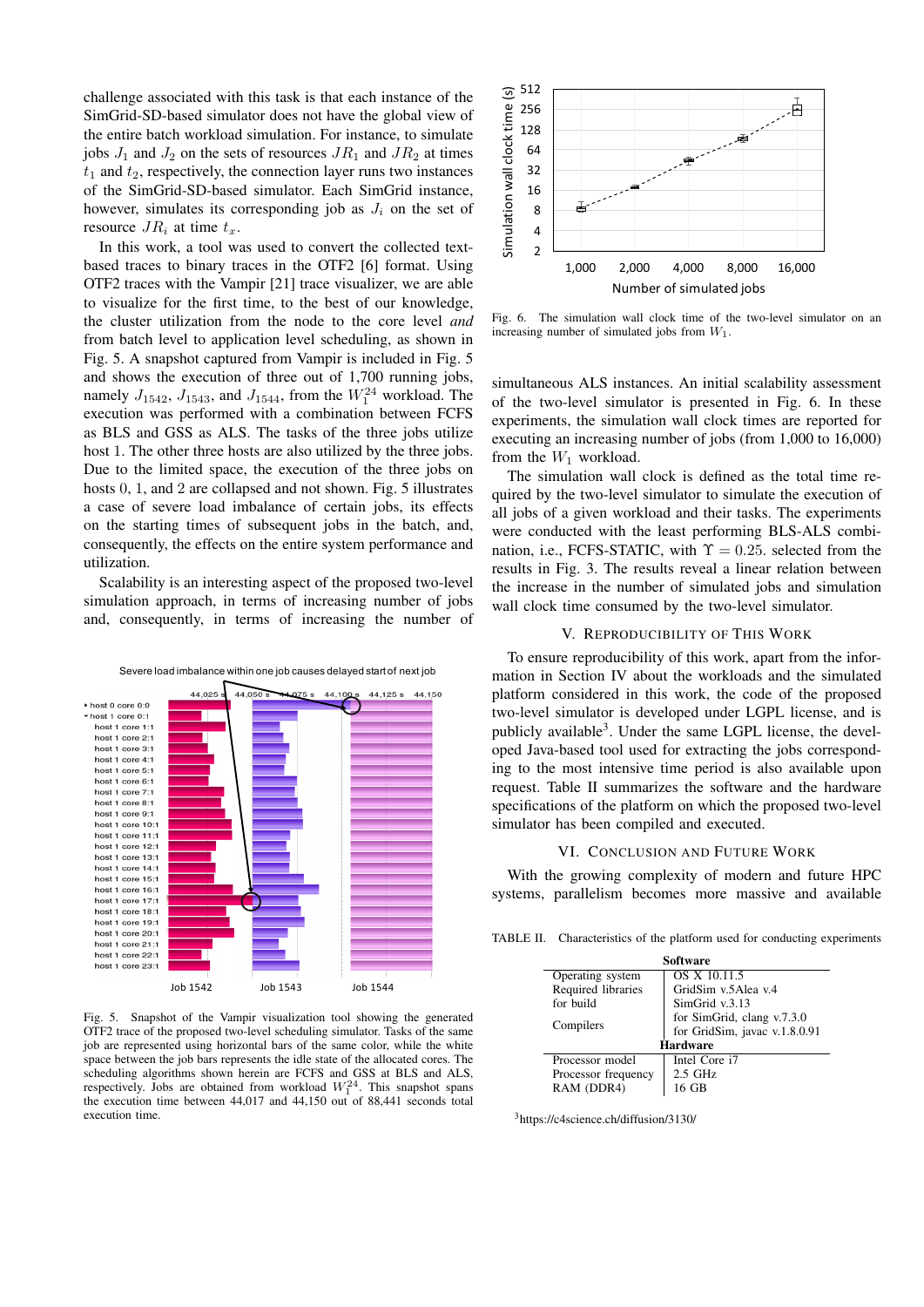challenge associated with this task is that each instance of the SimGrid-SD-based simulator does not have the global view of the entire batch workload simulation. For instance, to simulate jobs $J_1$ and $J_2$ on the sets of resources $JR_1$ and $JR_2$ at times $t_1$ and $t_2$, respectively, the connection layer runs two instances of the SimGrid-SD-based simulator. Each SimGrid instance, however, simulates its corresponding job as $J_i$ on the set of resource $JR_i$ at time $t_x$.

In this work, a tool was used to convert the collected text-based traces to binary traces in the OTF2 [6] format. Using OTF2 traces with the Vampir [21] trace visualizer, we are able to visualize for the first time, to the best of our knowledge, the cluster utilization from the node to the core level *and* from batch level to application level scheduling, as shown in Fig. 5. A snapshot captured from Vampir is included in Fig. 5 and shows the execution of three out of 1,700 running jobs, namely $J_{1542}$, $J_{1543}$, and $J_{1544}$, from the $W_1^{24}$ workload. The execution was performed with a combination between FCFS as BLS and GSS as ALS. The tasks of the three jobs utilize host 1. The other three hosts are also utilized by the three jobs. Due to the limited space, the execution of the three jobs on hosts 0, 1, and 2 are collapsed and not shown. Fig. 5 illustrates a case of severe load imbalance of certain jobs, its effects on the starting times of subsequent jobs in the batch, and, consequently, the effects on the entire system performance and utilization.

Scalability is an interesting aspect of the proposed two-level simulation approach, in terms of increasing number of jobs and, consequently, in terms of increasing the number of simultaneous ALS instances. An initial scalability assessment of the two-level simulator is presented in Fig. 6. In these experiments, the simulation wall clock times are reported for executing an increasing number of jobs (from 1,000 to 16,000) from the $W_1$ workload.

Fig. 5. Snapshot of the Vampir visualization tool showing the generated OTF2 trace of the proposed two-level scheduling simulator. Tasks of the same job are represented using horizontal bars of the same color, while the white space between the job bars represents the idle state of the allocated cores. The scheduling algorithms shown herein are FCFS and GSS at BLS and ALS, respectively. Jobs are obtained from workload $W_1^{24}$. This snapshot spans the execution time between 44,017 and 44,150 out of 88,441 seconds total execution time.

Fig. 6. The simulation wall clock time of the two-level simulator on an increasing number of simulated jobs from $W_1$.

The simulation wall clock is defined as the total time required by the two-level simulator to simulate the execution of all jobs of a given workload and their tasks. The experiments were conducted with the least performing BLS-ALS combination, i.e., FCFS-STATIC, with $\Upsilon = 0.25$. selected from the results in Fig. 3. The results reveal a linear relation between the increase in the number of simulated jobs and simulation wall clock time consumed by the two-level simulator.

## V. Reproducibility of This Work

To ensure reproducibility of this work, apart from the information in Section IV about the workloads and the simulated platform considered in this work, the code of the proposed two-level simulator is developed under LGPL license, and is publicly available[3]. Under the same LGPL license, the developed Java-based tool used for extracting the jobs corresponding to the most intensive time period is also available upon request. Table II summarizes the software and the hardware specifications of the platform on which the proposed two-level simulator has been compiled and executed.

## VI. Conclusion and Future Work

With the growing complexity of modern and future HPC systems, parallelism becomes more massive and available

TABLE II. Characteristics of the platform used for conducting experiments

| **Software** | |
|---|---|
| Operating system | OS X 10.11.5 |
| Required libraries for build | GridSim v.5Alea v.4<br>SimGrid v.3.13 |
| Compilers | for SimGrid, clang v.7.3.0<br>for GridSim, javac v.1.8.0.91 |
| **Hardware** | |
| Processor model | Intel Core i7 |
| Processor frequency | 2.5 GHz |
| RAM (DDR4) | 16 GB |

[3] https://c4science.ch/diffusion/3130/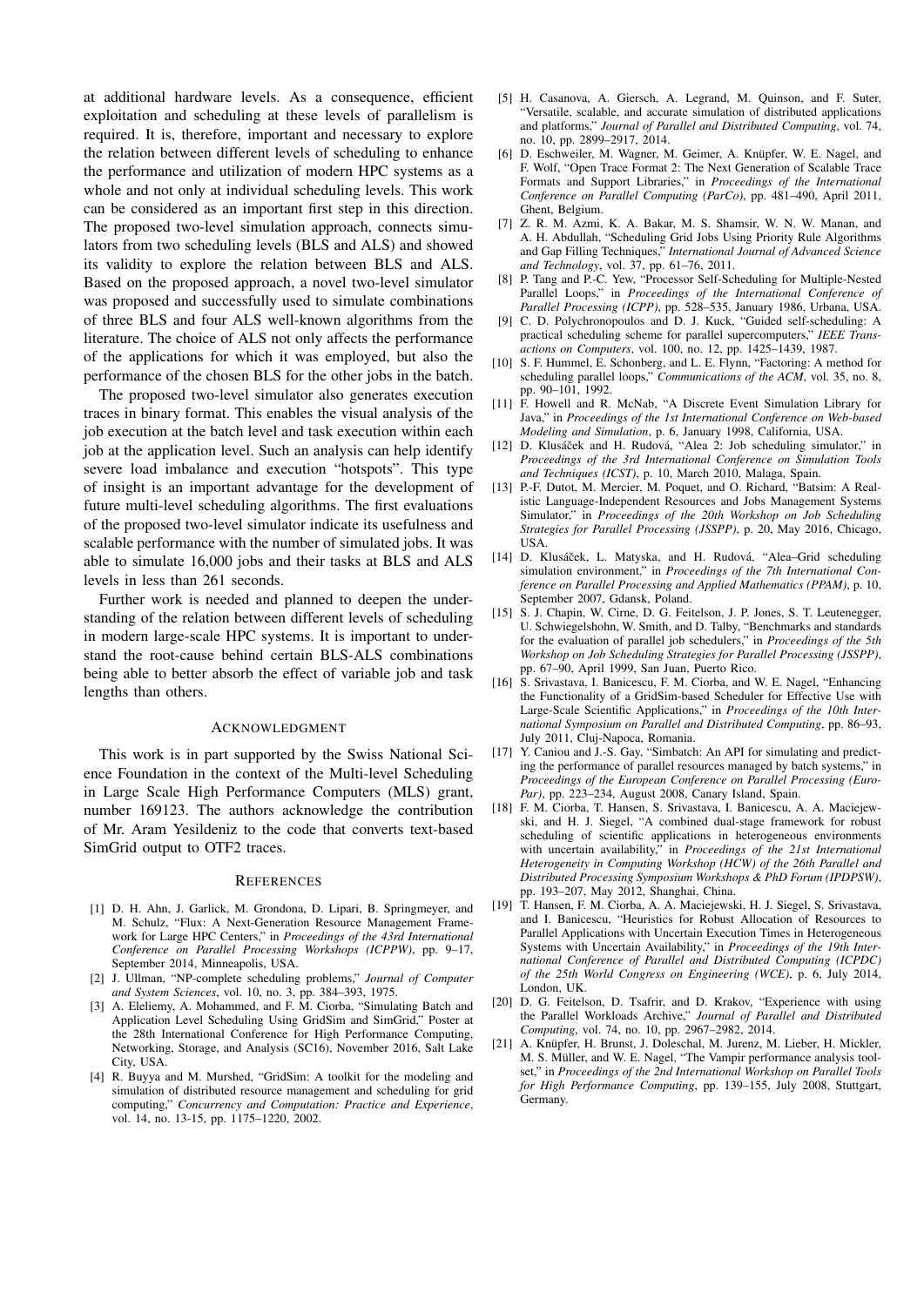at additional hardware levels. As a consequence, efficient exploitation and scheduling at these levels of parallelism is required. It is, therefore, important and necessary to explore the relation between different levels of scheduling to enhance the performance and utilization of modern HPC systems as a whole and not only at individual scheduling levels. This work can be considered as an important first step in this direction. The proposed two-level simulation approach, connects simulators from two scheduling levels (BLS and ALS) and showed its validity to explore the relation between BLS and ALS. Based on the proposed approach, a novel two-level simulator was proposed and successfully used to simulate combinations of three BLS and four ALS well-known algorithms from the literature. The choice of ALS not only affects the performance of the applications for which it was employed, but also the performance of the chosen BLS for the other jobs in the batch.

The proposed two-level simulator also generates execution traces in binary format. This enables the visual analysis of the job execution at the batch level and task execution within each job at the application level. Such an analysis can help identify severe load imbalance and execution "hotspots". This type of insight is an important advantage for the development of future multi-level scheduling algorithms. The first evaluations of the proposed two-level simulator indicate its usefulness and scalable performance with the number of simulated jobs. It was able to simulate 16,000 jobs and their tasks at BLS and ALS levels in less than 261 seconds.

Further work is needed and planned to deepen the understanding of the relation between different levels of scheduling in modern large-scale HPC systems. It is important to understand the root-cause behind certain BLS-ALS combinations being able to better absorb the effect of variable job and task lengths than others.

## Acknowledgment

This work is in part supported by the Swiss National Science Foundation in the context of the Multi-level Scheduling in Large Scale High Performance Computers (MLS) grant, number 169123. The authors acknowledge the contribution of Mr. Aram Yesildeniz to the code that converts text-based SimGrid output to OTF2 traces.

## References

[1] D. H. Ahn, J. Garlick, M. Grondona, D. Lipari, B. Springmeyer, and M. Schulz, "Flux: A Next-Generation Resource Management Framework for Large HPC Centers," in *Proceedings of the 43rd International Conference on Parallel Processing Workshops (ICPPW)*, pp. 9–17, September 2014, Minneapolis, USA.

[2] J. Ullman, "NP-complete scheduling problems," *Journal of Computer and System Sciences*, vol. 10, no. 3, pp. 384–393, 1975.

[3] A. Eleliemy, A. Mohammed, and F. M. Ciorba, "Simulating Batch and Application Level Scheduling Using GridSim and SimGrid," Poster at the 28th International Conference for High Performance Computing, Networking, Storage, and Analysis (SC16), November 2016, Salt Lake City, USA.

[4] R. Buyya and M. Murshed, "GridSim: A toolkit for the modeling and simulation of distributed resource management and scheduling for grid computing," *Concurrency and Computation: Practice and Experience*, vol. 14, no. 13-15, pp. 1175–1220, 2002.

[5] H. Casanova, A. Giersch, A. Legrand, M. Quinson, and F. Suter, "Versatile, scalable, and accurate simulation of distributed applications and platforms," *Journal of Parallel and Distributed Computing*, vol. 74, no. 10, pp. 2899–2917, 2014.

[6] D. Eschweiler, M. Wagner, M. Geimer, A. Knüpfer, W. E. Nagel, and F. Wolf, "Open Trace Format 2: The Next Generation of Scalable Trace Formats and Support Libraries," in *Proceedings of the International Conference on Parallel Computing (ParCo)*, pp. 481–490, April 2011, Ghent, Belgium.

[7] Z. R. M. Azmi, K. A. Bakar, M. S. Shamsir, W. N. W. Manan, and A. H. Abdullah, "Scheduling Grid Jobs Using Priority Rule Algorithms and Gap Filling Techniques," *International Journal of Advanced Science and Technology*, vol. 37, pp. 61–76, 2011.

[8] P. Tang and P.-C. Yew, "Processor Self-Scheduling for Multiple-Nested Parallel Loops," in *Proceedings of the International Conference of Parallel Processing (ICPP)*, pp. 528–535, January 1986, Urbana, USA.

[9] C. D. Polychronopoulos and D. J. Kuck, "Guided self-scheduling: A practical scheduling scheme for parallel supercomputers," *IEEE Transactions on Computers*, vol. 100, no. 12, pp. 1425–1439, 1987.

[10] S. F. Hummel, E. Schonberg, and L. E. Flynn, "Factoring: A method for scheduling parallel loops," *Communications of the ACM*, vol. 35, no. 8, pp. 90–101, 1992.

[11] F. Howell and R. McNab, "A Discrete Event Simulation Library for Java," in *Proceedings of the 1st International Conference on Web-based Modeling and Simulation*, p. 6, January 1998, California, USA.

[12] D. Klusáček and H. Rudová, "Alea 2: Job scheduling simulator," in *Proceedings of the 3rd International Conference on Simulation Tools and Techniques (ICST)*, p. 10, March 2010, Malaga, Spain.

[13] P.-F. Dutot, M. Mercier, M. Poquet, and O. Richard, "Batsim: A Realistic Language-Independent Resources and Jobs Management Systems Simulator," in *Proceedings of the 20th Workshop on Job Scheduling Strategies for Parallel Processing (JSSPP)*, p. 20, May 2016, Chicago, USA.

[14] D. Klusáček, L. Matyska, and H. Rudová, "Alea–Grid scheduling simulation environment," in *Proceedings of the 7th International Conference on Parallel Processing and Applied Mathematics (PPAM)*, p. 10, September 2007, Gdansk, Poland.

[15] S. J. Chapin, W. Cirne, D. G. Feitelson, J. P. Jones, S. T. Leutenegger, U. Schwiegelshohn, W. Smith, and D. Talby, "Benchmarks and standards for the evaluation of parallel job schedulers," in *Proceedings of the 5th Workshop on Job Scheduling Strategies for Parallel Processing (JSSPP)*, pp. 67–90, April 1999, San Juan, Puerto Rico.

[16] S. Srivastava, I. Banicescu, F. M. Ciorba, and W. E. Nagel, "Enhancing the Functionality of a GridSim-based Scheduler for Effective Use with Large-Scale Scientific Applications," in *Proceedings of the 10th International Symposium on Parallel and Distributed Computing*, pp. 86–93, July 2011, Cluj-Napoca, Romania.

[17] Y. Caniou and J.-S. Gay, "Simbatch: An API for simulating and predicting the performance of parallel resources managed by batch systems," in *Proceedings of the European Conference on Parallel Processing (Euro-Par)*, pp. 223–234, August 2008, Canary Island, Spain.

[18] F. M. Ciorba, T. Hansen, S. Srivastava, I. Banicescu, A. A. Maciejewski, and H. J. Siegel, "A combined dual-stage framework for robust scheduling of scientific applications in heterogeneous environments with uncertain availability," in *Proceedings of the 21st International Heterogeneity in Computing Workshop (HCW) of the 26th Parallel and Distributed Processing Symposium Workshops & PhD Forum (IPDPSW)*, pp. 193–207, May 2012, Shanghai, China.

[19] T. Hansen, F. M. Ciorba, A. A. Maciejewski, H. J. Siegel, S. Srivastava, and I. Banicescu, "Heuristics for Robust Allocation of Resources to Parallel Applications with Uncertain Execution Times in Heterogeneous Systems with Uncertain Availability," in *Proceedings of the 19th International Conference of Parallel and Distributed Computing (ICPDC) of the 25th World Congress on Engineering (WCE)*, p. 6, July 2014, London, UK.

[20] D. G. Feitelson, D. Tsafrir, and D. Krakov, "Experience with using the Parallel Workloads Archive," *Journal of Parallel and Distributed Computing*, vol. 74, no. 10, pp. 2967–2982, 2014.

[21] A. Knüpfer, H. Brunst, J. Doleschal, M. Jurenz, M. Lieber, H. Mickler, M. S. Müller, and W. E. Nagel, "The Vampir performance analysis toolset," in *Proceedings of the 2nd International Workshop on Parallel Tools for High Performance Computing*, pp. 139–155, July 2008, Stuttgart, Germany.